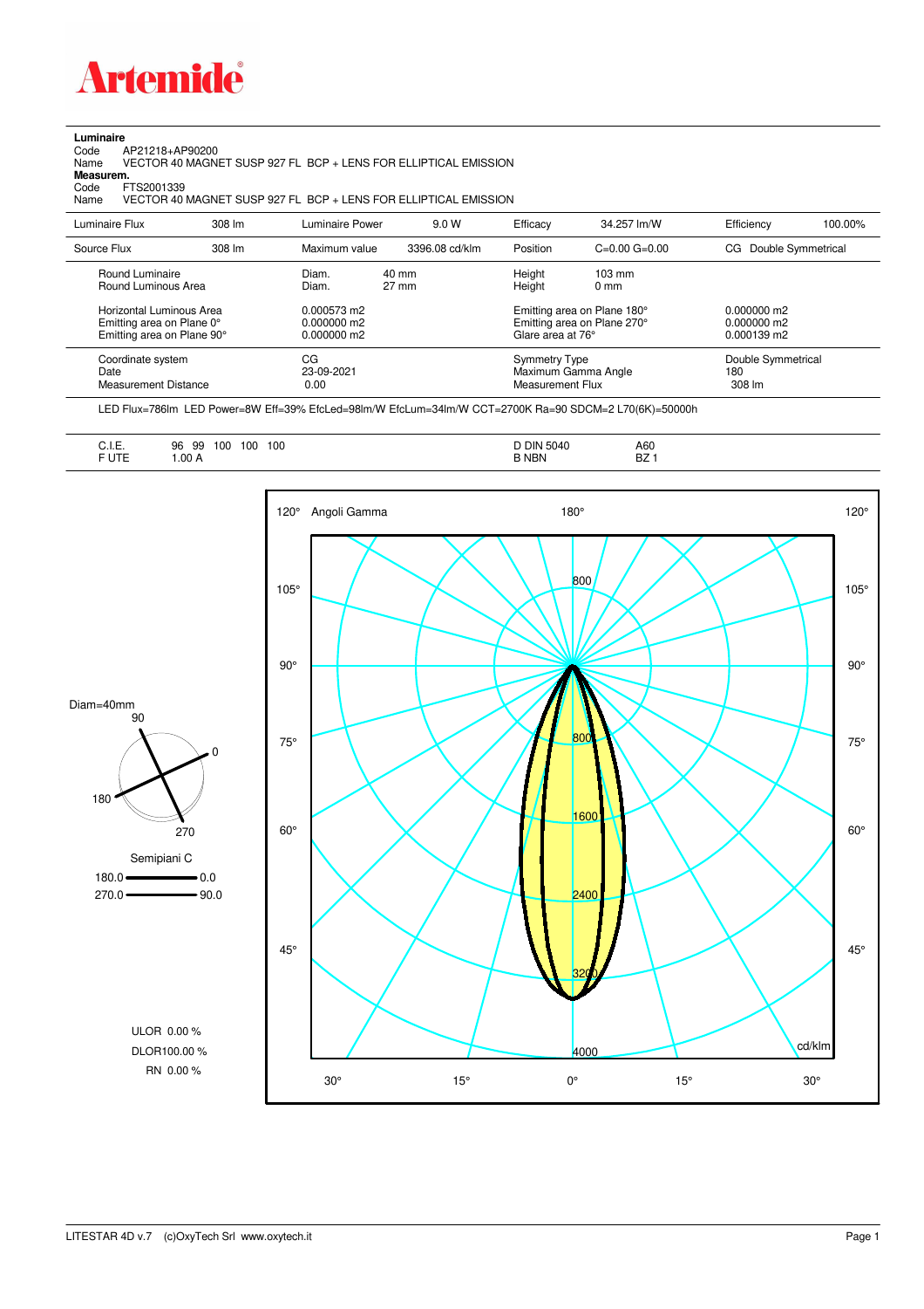# Artemide

**Luminaire**

Code AP21218+AP90200

Name VECTOR 40 MAGNET SUSP 927 FL BCP + LENS FOR ELLIPTICAL EMISSION

**Measurem.**

Code FTS2001339

Name VECTOR 40 MAGNET SUSP 927 FL BCP + LENS FOR ELLIPTICAL EMISSION

| | | | | | | | |
|---|---|---|---|---|---|---|---|
| Luminaire Flux | 308 lm | Luminaire Power | 9.0 W | Efficacy | 34.257 lm/W | Efficiency | 100.00% |
| Source Flux | 308 lm | Maximum value | 3396.08 cd/klm | Position | C=0.00 G=0.00 | CG | Double Symmetrical |

| | | | | | |
|---|---|---|---|---|---|
| Round Luminaire | Diam. | 40 mm | Height | 103 mm | |
| Round Luminous Area | Diam. | 27 mm | Height | 0 mm | |
| Horizontal Luminous Area | 0.000573 m2 | | Emitting area on Plane 180° | | 0.000000 m2 |
| Emitting area on Plane 0° | 0.000000 m2 | | Emitting area on Plane 270° | | 0.000000 m2 |
| Emitting area on Plane 90° | 0.000000 m2 | | Glare area at 76° | | 0.000139 m2 |

| | | | |
|---|---|---|---|
| Coordinate system | CG | Symmetry Type | Double Symmetrical |
| Date | 23-09-2021 | Maximum Gamma Angle | 180 |
| Measurement Distance | 0.00 | Measurement Flux | 308 lm |

LED Flux=786lm LED Power=8W Eff=39% EfcLed=98lm/W EfcLum=34lm/W CCT=2700K Ra=90 SDCM=2 L70(6K)=50000h

| | | | |
|---|---|---|---|
| C.I.E. | 96 99 100 100 100 | D DIN 5040 | A60 |
| F UTE | 1.00 A | B NBN | BZ 1 |

Diam=40mm

90
0
180
270

Semipiani C

180.0 — 0.0

270.0 — 90.0

ULOR 0.00 %

DLOR100.00 %

RN 0.00 %

120° Angoli Gamma 180° 120°

105° 105°

90° 90°

75° 75°

60° 60°

45° 45°

800

800

1600

2400

3200

4000

cd/klm

30° 15° 0° 15° 30°

LITESTAR 4D v.7 (c)OxyTech Srl www.oxytech.it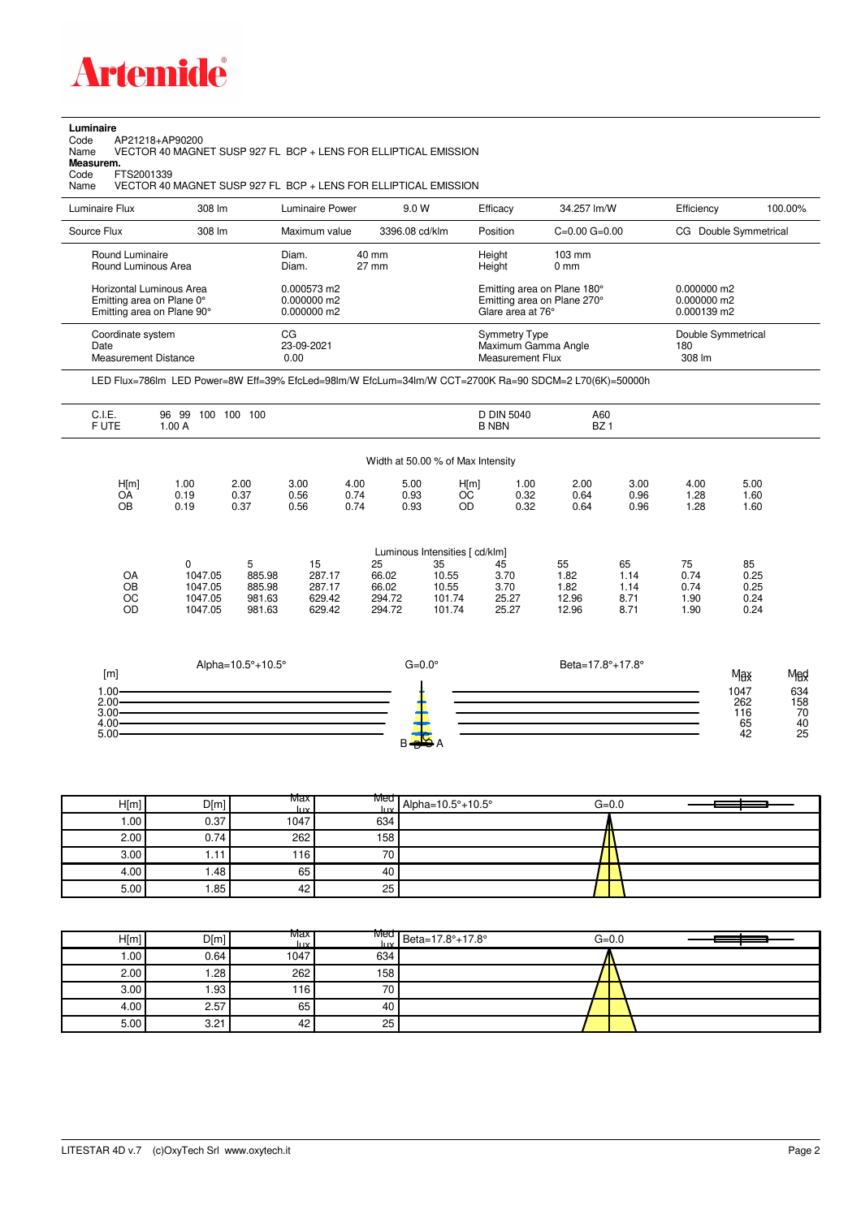Artemide

**Luminaire**
Code AP21218+AP90200
Name VECTOR 40 MAGNET SUSP 927 FL BCP + LENS FOR ELLIPTICAL EMISSION
**Measurem.**
Code FTS2001339
Name VECTOR 40 MAGNET SUSP 927 FL BCP + LENS FOR ELLIPTICAL EMISSION

| | | | | | | | |
|---|---|---|---|---|---|---|---|
| Luminaire Flux | 308 lm | Luminaire Power | 9.0 W | Efficacy | 34.257 lm/W | Efficiency | 100.00% |
| Source Flux | 308 lm | Maximum value | 3396.08 cd/klm | Position | C=0.00 G=0.00 | CG | Double Symmetrical |

| | | | | | | |
|---|---|---|---|---|---|---|
| Round Luminaire | Diam. | 40 mm | Height | 103 mm | | |
| Round Luminous Area | Diam. | 27 mm | Height | 0 mm | | |
| Horizontal Luminous Area | 0.000573 m2 | | Emitting area on Plane 180° | | 0.000000 m2 | |
| Emitting area on Plane 0° | 0.000000 m2 | | Emitting area on Plane 270° | | 0.000000 m2 | |
| Emitting area on Plane 90° | 0.000000 m2 | | Glare area at 76° | | 0.000139 m2 | |

| | | | |
|---|---|---|---|
| Coordinate system | CG | Symmetry Type | Double Symmetrical |
| Date | 23-09-2021 | Maximum Gamma Angle | 180 |
| Measurement Distance | 0.00 | Measurement Flux | 308 lm |

LED Flux=786lm LED Power=8W Eff=39% EfcLed=98lm/W EfcLum=34lm/W CCT=2700K Ra=90 SDCM=2 L70(6K)=50000h

| | | | |
|---|---|---|---|
| C.I.E. | 96 99 100 100 100 | D DIN 5040 | A60 |
| F UTE | 1.00 A | B NBN | BZ 1 |

Width at 50.00 % of Max Intensity

| H[m] | 1.00 | 2.00 | 3.00 | 4.00 | 5.00 | H[m] | 1.00 | 2.00 | 3.00 | 4.00 | 5.00 |
|---|---|---|---|---|---|---|---|---|---|---|---|
| OA | 0.19 | 0.37 | 0.56 | 0.74 | 0.93 | OC | 0.32 | 0.64 | 0.96 | 1.28 | 1.60 |
| OB | 0.19 | 0.37 | 0.56 | 0.74 | 0.93 | OD | 0.32 | 0.64 | 0.96 | 1.28 | 1.60 |

Luminous Intensities [ cd/klm]

| | 0 | 5 | 15 | 25 | 35 | 45 | 55 | 65 | 75 | 85 |
|---|---|---|---|---|---|---|---|---|---|---|
| OA | 1047.05 | 885.98 | 287.17 | 66.02 | 10.55 | 3.70 | 1.82 | 1.14 | 0.74 | 0.25 |
| OB | 1047.05 | 885.98 | 287.17 | 66.02 | 10.55 | 3.70 | 1.82 | 1.14 | 0.74 | 0.25 |
| OC | 1047.05 | 981.63 | 629.42 | 294.72 | 101.74 | 25.27 | 12.96 | 8.71 | 1.90 | 0.24 |
| OD | 1047.05 | 981.63 | 629.42 | 294.72 | 101.74 | 25.27 | 12.96 | 8.71 | 1.90 | 0.24 |

Alpha=10.5°+10.5° G=0.0° Beta=17.8°+17.8°
[m]
1.00
2.00
3.00
4.00
5.00
B D C A

| Max lux | Med lux |
|---|---|
| 1047 | 634 |
| 262 | 158 |
| 116 | 70 |
| 65 | 40 |
| 42 | 25 |

| H[m] | D[m] | Max lux | Med lux | Alpha=10.5°+10.5° G=0.0 |
|---|---|---|---|---|
| 1.00 | 0.37 | 1047 | 634 | |
| 2.00 | 0.74 | 262 | 158 | |
| 3.00 | 1.11 | 116 | 70 | |
| 4.00 | 1.48 | 65 | 40 | |
| 5.00 | 1.85 | 42 | 25 | |

| H[m] | D[m] | Max lux | Med lux | Beta=17.8°+17.8° G=0.0 |
|---|---|---|---|---|
| 1.00 | 0.64 | 1047 | 634 | |
| 2.00 | 1.28 | 262 | 158 | |
| 3.00 | 1.93 | 116 | 70 | |
| 4.00 | 2.57 | 65 | 40 | |
| 5.00 | 3.21 | 42 | 25 | |

LITESTAR 4D v.7 (c)OxyTech Srl www.oxytech.it